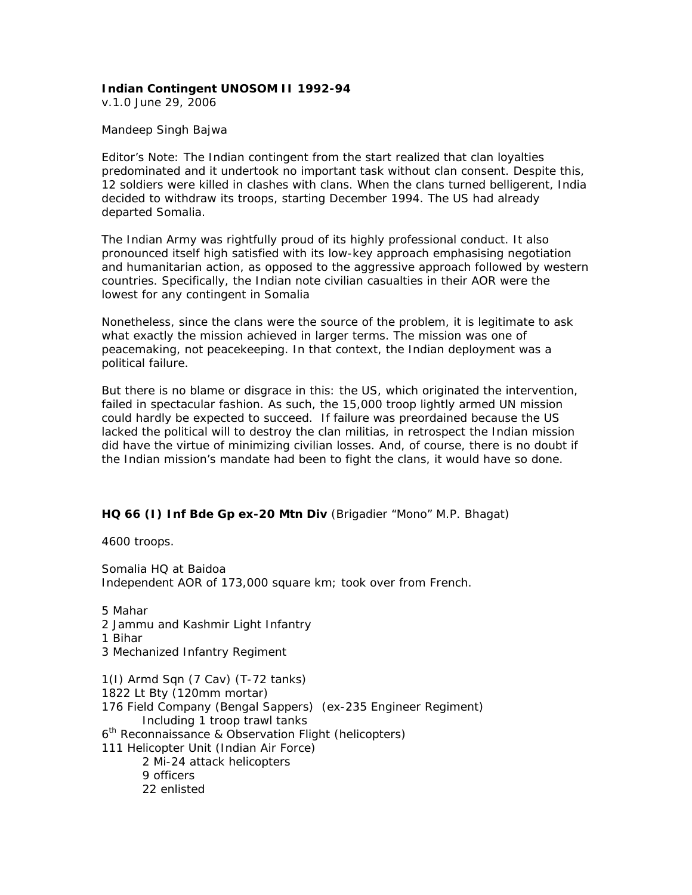**Indian Contingent UNOSOM II 1992-94**

v.1.0 June 29, 2006

Mandeep Singh Bajwa

Editor's Note: The Indian contingent from the start realized that clan loyalties predominated and it undertook no important task without clan consent. Despite this, 12 soldiers were killed in clashes with clans. When the clans turned belligerent, India decided to withdraw its troops, starting December 1994. The US had already departed Somalia.

The Indian Army was rightfully proud of its highly professional conduct. It also pronounced itself high satisfied with its low-key approach emphasising negotiation and humanitarian action, as opposed to the aggressive approach followed by western countries. Specifically, the Indian note civilian casualties in their AOR were the lowest for any contingent in Somalia

Nonetheless, since the clans were the source of the problem, it is legitimate to ask what exactly the mission achieved in larger terms. The mission was one of peacemaking, not peacekeeping. In that context, the Indian deployment was a political failure.

But there is no blame or disgrace in this: the US, which originated the intervention, failed in spectacular fashion. As such, the 15,000 troop lightly armed UN mission could hardly be expected to succeed. If failure was preordained because the US lacked the political will to destroy the clan militias, in retrospect the Indian mission did have the virtue of minimizing civilian losses. And, of course, there is no doubt if the Indian mission's mandate had been to fight the clans, it would have so done.

**HQ 66 (I) Inf Bde Gp ex-20 Mtn Div** (Brigadier "Mono" M.P. Bhagat)

4600 troops.

Somalia HQ at Baidoa
Independent AOR of 173,000 square km; took over from French.

5 Mahar
2 Jammu and Kashmir Light Infantry
1 Bihar
3 Mechanized Infantry Regiment

1(I) Armd Sqn (7 Cav) (T-72 tanks)
1822 Lt Bty (120mm mortar)
176 Field Company (Bengal Sappers) (ex-235 Engineer Regiment)
- Including 1 troop trawl tanks

6th Reconnaissance & Observation Flight (helicopters)
111 Helicopter Unit (Indian Air Force)
- 2 Mi-24 attack helicopters
- 9 officers
- 22 enlisted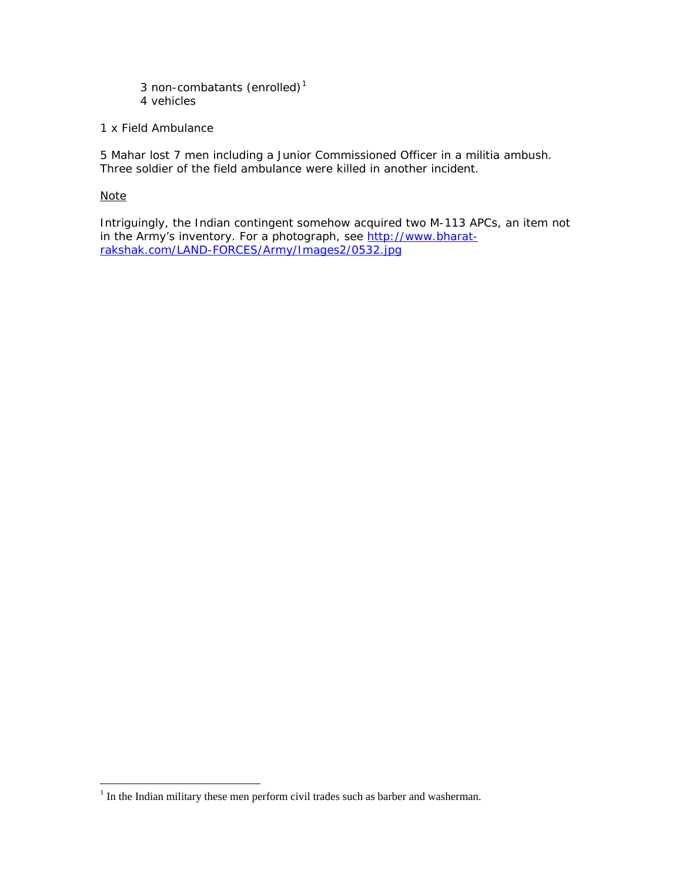3 non-combatants (enrolled)[1]
4 vehicles

1 x Field Ambulance

5 Mahar lost 7 men including a Junior Commissioned Officer in a militia ambush. Three soldier of the field ambulance were killed in another incident.

Note

Intriguingly, the Indian contingent somehow acquired two M-113 APCs, an item not in the Army's inventory. For a photograph, see [http://www.bharat-rakshak.com/LAND-FORCES/Army/Images2/0532.jpg](http://www.bharat-rakshak.com/LAND-FORCES/Army/Images2/0532.jpg)

---

[1] In the Indian military these men perform civil trades such as barber and washerman.